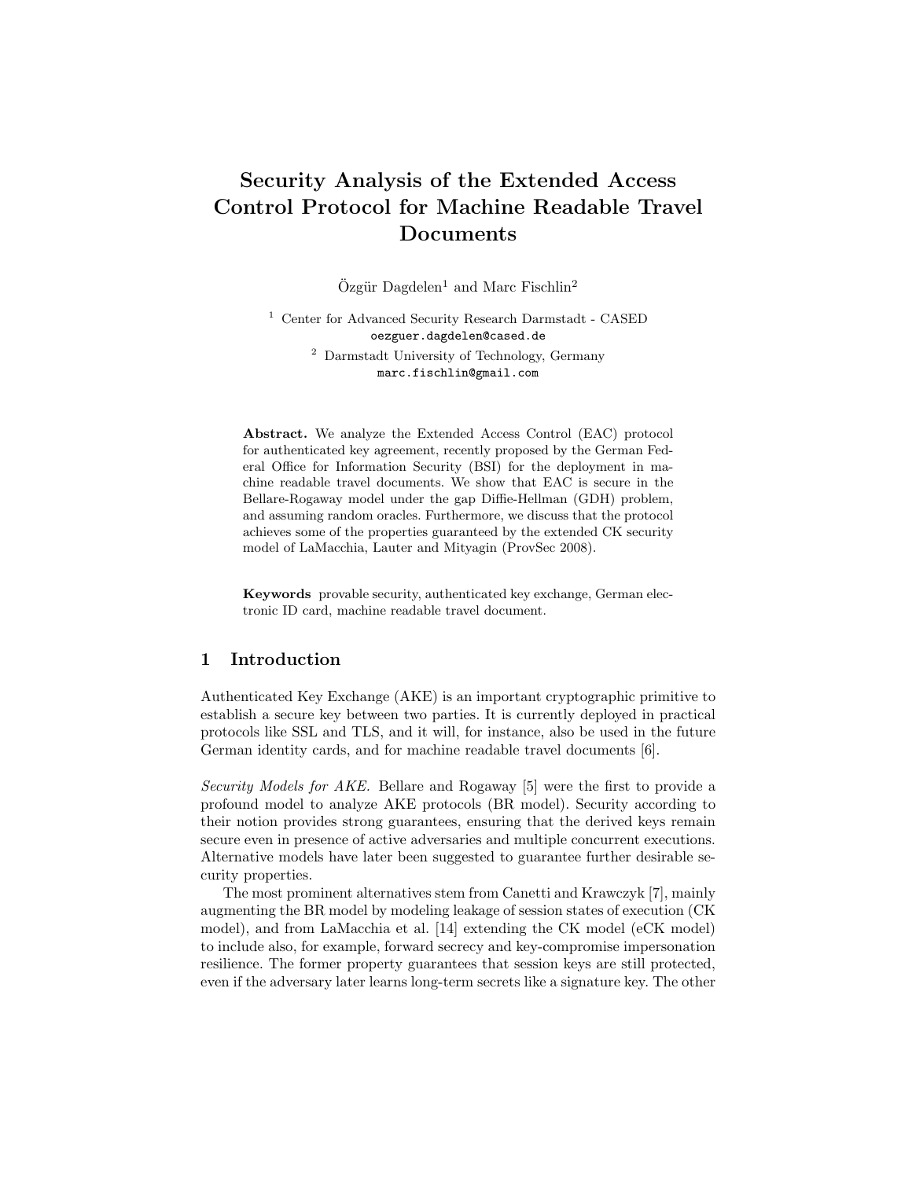# Security Analysis of the Extended Access Control Protocol for Machine Readable Travel Documents

Özgür Dagdelen[1] and Marc Fischlin[2]

[1] Center for Advanced Security Research Darmstadt - CASED
`oezguer.dagdelen@cased.de`

[2] Darmstadt University of Technology, Germany
`marc.fischlin@gmail.com`

**Abstract.** We analyze the Extended Access Control (EAC) protocol for authenticated key agreement, recently proposed by the German Federal Office for Information Security (BSI) for the deployment in machine readable travel documents. We show that EAC is secure in the Bellare-Rogaway model under the gap Diffie-Hellman (GDH) problem, and assuming random oracles. Furthermore, we discuss that the protocol achieves some of the properties guaranteed by the extended CK security model of LaMacchia, Lauter and Mityagin (ProvSec 2008).

**Keywords** provable security, authenticated key exchange, German electronic ID card, machine readable travel document.

## 1 Introduction

Authenticated Key Exchange (AKE) is an important cryptographic primitive to establish a secure key between two parties. It is currently deployed in practical protocols like SSL and TLS, and it will, for instance, also be used in the future German identity cards, and for machine readable travel documents [6].

*Security Models for AKE.* Bellare and Rogaway [5] were the first to provide a profound model to analyze AKE protocols (BR model). Security according to their notion provides strong guarantees, ensuring that the derived keys remain secure even in presence of active adversaries and multiple concurrent executions. Alternative models have later been suggested to guarantee further desirable security properties.

The most prominent alternatives stem from Canetti and Krawczyk [7], mainly augmenting the BR model by modeling leakage of session states of execution (CK model), and from LaMacchia et al. [14] extending the CK model (eCK model) to include also, for example, forward secrecy and key-compromise impersonation resilience. The former property guarantees that session keys are still protected, even if the adversary later learns long-term secrets like a signature key. The other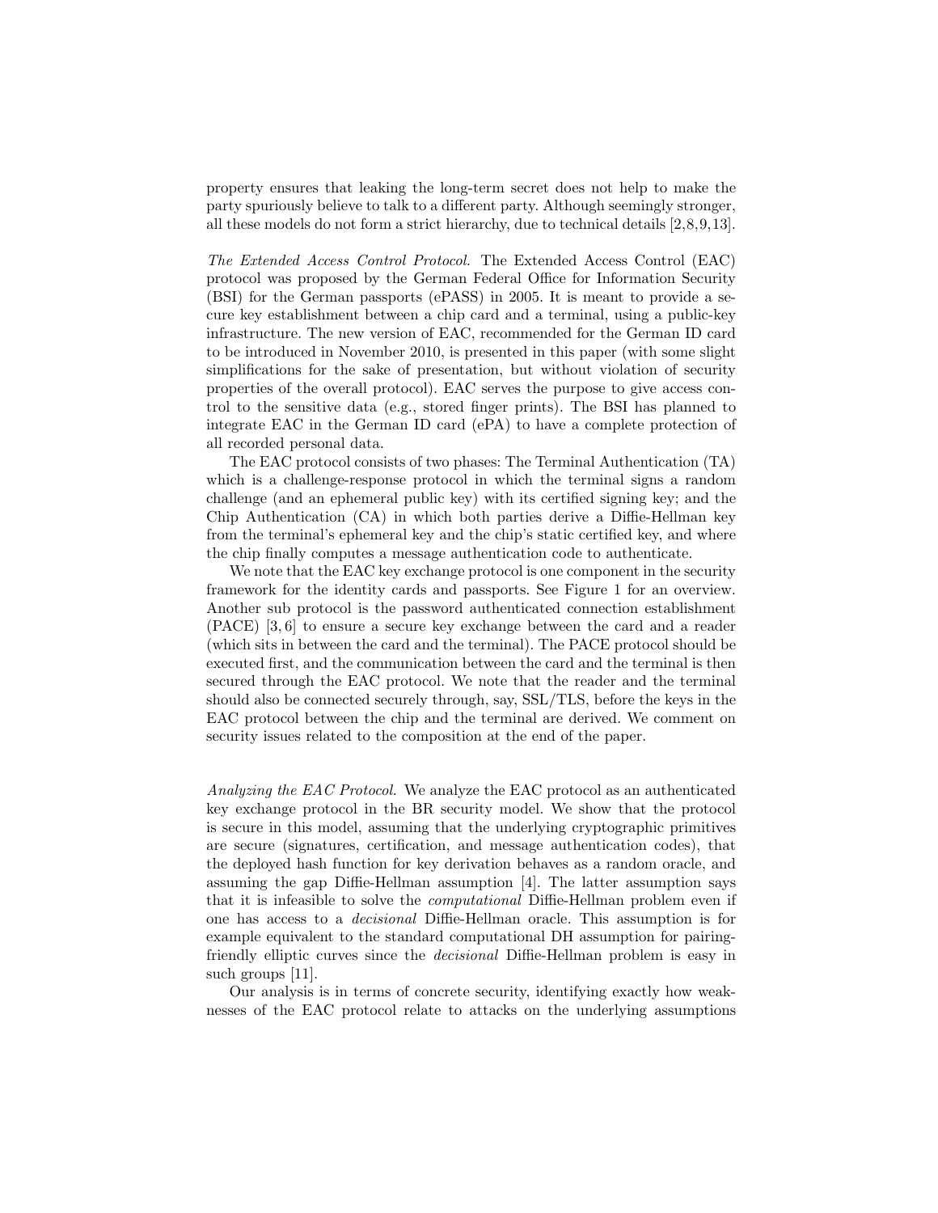property ensures that leaking the long-term secret does not help to make the party spuriously believe to talk to a different party. Although seemingly stronger, all these models do not form a strict hierarchy, due to technical details [2,8,9,13].

*The Extended Access Control Protocol.* The Extended Access Control (EAC) protocol was proposed by the German Federal Office for Information Security (BSI) for the German passports (ePASS) in 2005. It is meant to provide a secure key establishment between a chip card and a terminal, using a public-key infrastructure. The new version of EAC, recommended for the German ID card to be introduced in November 2010, is presented in this paper (with some slight simplifications for the sake of presentation, but without violation of security properties of the overall protocol). EAC serves the purpose to give access control to the sensitive data (e.g., stored finger prints). The BSI has planned to integrate EAC in the German ID card (ePA) to have a complete protection of all recorded personal data.

The EAC protocol consists of two phases: The Terminal Authentication (TA) which is a challenge-response protocol in which the terminal signs a random challenge (and an ephemeral public key) with its certified signing key; and the Chip Authentication (CA) in which both parties derive a Diffie-Hellman key from the terminal's ephemeral key and the chip's static certified key, and where the chip finally computes a message authentication code to authenticate.

We note that the EAC key exchange protocol is one component in the security framework for the identity cards and passports. See Figure 1 for an overview. Another sub protocol is the password authenticated connection establishment (PACE) [3, 6] to ensure a secure key exchange between the card and a reader (which sits in between the card and the terminal). The PACE protocol should be executed first, and the communication between the card and the terminal is then secured through the EAC protocol. We note that the reader and the terminal should also be connected securely through, say, SSL/TLS, before the keys in the EAC protocol between the chip and the terminal are derived. We comment on security issues related to the composition at the end of the paper.

*Analyzing the EAC Protocol.* We analyze the EAC protocol as an authenticated key exchange protocol in the BR security model. We show that the protocol is secure in this model, assuming that the underlying cryptographic primitives are secure (signatures, certification, and message authentication codes), that the deployed hash function for key derivation behaves as a random oracle, and assuming the gap Diffie-Hellman assumption [4]. The latter assumption says that it is infeasible to solve the *computational* Diffie-Hellman problem even if one has access to a *decisional* Diffie-Hellman oracle. This assumption is for example equivalent to the standard computational DH assumption for pairing-friendly elliptic curves since the *decisional* Diffie-Hellman problem is easy in such groups [11].

Our analysis is in terms of concrete security, identifying exactly how weaknesses of the EAC protocol relate to attacks on the underlying assumptions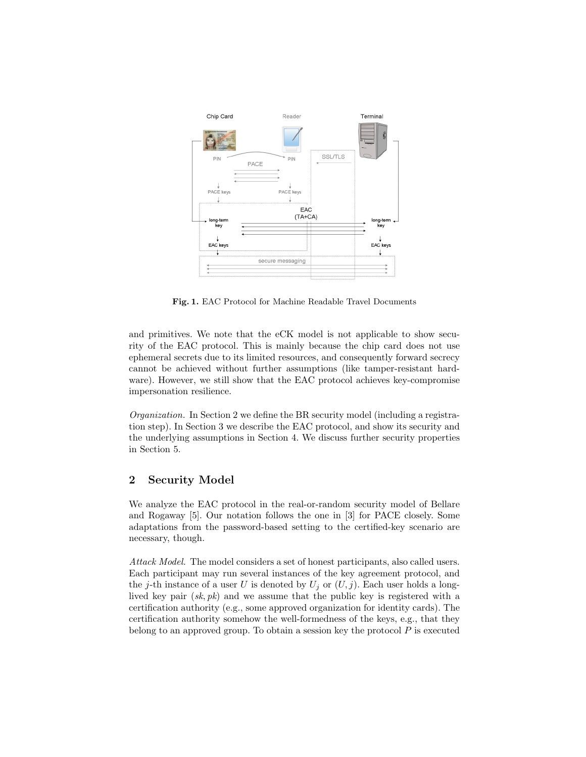Fig. 1. EAC Protocol for Machine Readable Travel Documents

and primitives. We note that the eCK model is not applicable to show security of the EAC protocol. This is mainly because the chip card does not use ephemeral secrets due to its limited resources, and consequently forward secrecy cannot be achieved without further assumptions (like tamper-resistant hardware). However, we still show that the EAC protocol achieves key-compromise impersonation resilience.

*Organization.* In Section 2 we define the BR security model (including a registration step). In Section 3 we describe the EAC protocol, and show its security and the underlying assumptions in Section 4. We discuss further security properties in Section 5.

## 2 Security Model

We analyze the EAC protocol in the real-or-random security model of Bellare and Rogaway [5]. Our notation follows the one in [3] for PACE closely. Some adaptations from the password-based setting to the certified-key scenario are necessary, though.

*Attack Model.* The model considers a set of honest participants, also called users. Each participant may run several instances of the key agreement protocol, and the $j$-th instance of a user $U$ is denoted by $U_j$ or $(U, j)$. Each user holds a long-lived key pair $(sk, pk)$ and we assume that the public key is registered with a certification authority (e.g., some approved organization for identity cards). The certification authority somehow the well-formedness of the keys, e.g., that they belong to an approved group. To obtain a session key the protocol $P$ is executed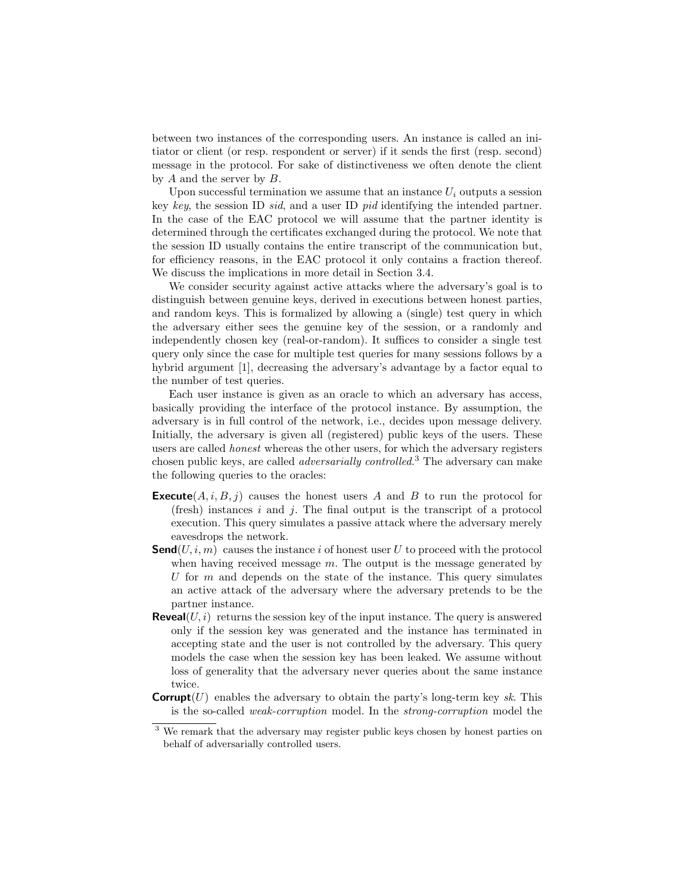between two instances of the corresponding users. An instance is called an initiator or client (or resp. respondent or server) if it sends the first (resp. second) message in the protocol. For sake of distinctiveness we often denote the client by $A$ and the server by $B$.

Upon successful termination we assume that an instance $U_i$ outputs a session key *key*, the session ID *sid*, and a user ID *pid* identifying the intended partner. In the case of the EAC protocol we will assume that the partner identity is determined through the certificates exchanged during the protocol. We note that the session ID usually contains the entire transcript of the communication but, for efficiency reasons, in the EAC protocol it only contains a fraction thereof. We discuss the implications in more detail in Section 3.4.

We consider security against active attacks where the adversary's goal is to distinguish between genuine keys, derived in executions between honest parties, and random keys. This is formalized by allowing a (single) test query in which the adversary either sees the genuine key of the session, or a randomly and independently chosen key (real-or-random). It suffices to consider a single test query only since the case for multiple test queries for many sessions follows by a hybrid argument [1], decreasing the adversary's advantage by a factor equal to the number of test queries.

Each user instance is given as an oracle to which an adversary has access, basically providing the interface of the protocol instance. By assumption, the adversary is in full control of the network, i.e., decides upon message delivery. Initially, the adversary is given all (registered) public keys of the users. These users are called *honest* whereas the other users, for which the adversary registers chosen public keys, are called *adversarially controlled*.[3] The adversary can make the following queries to the oracles:

- **Execute**$(A, i, B, j)$ causes the honest users $A$ and $B$ to run the protocol for (fresh) instances $i$ and $j$. The final output is the transcript of a protocol execution. This query simulates a passive attack where the adversary merely eavesdrops the network.
- **Send**$(U, i, m)$ causes the instance $i$ of honest user $U$ to proceed with the protocol when having received message $m$. The output is the message generated by $U$ for $m$ and depends on the state of the instance. This query simulates an active attack of the adversary where the adversary pretends to be the partner instance.
- **Reveal**$(U, i)$ returns the session key of the input instance. The query is answered only if the session key was generated and the instance has terminated in accepting state and the user is not controlled by the adversary. This query models the case when the session key has been leaked. We assume without loss of generality that the adversary never queries about the same instance twice.
- **Corrupt**$(U)$ enables the adversary to obtain the party's long-term key *sk*. This is the so-called *weak-corruption* model. In the *strong-corruption* model the

[3] We remark that the adversary may register public keys chosen by honest parties on behalf of adversarially controlled users.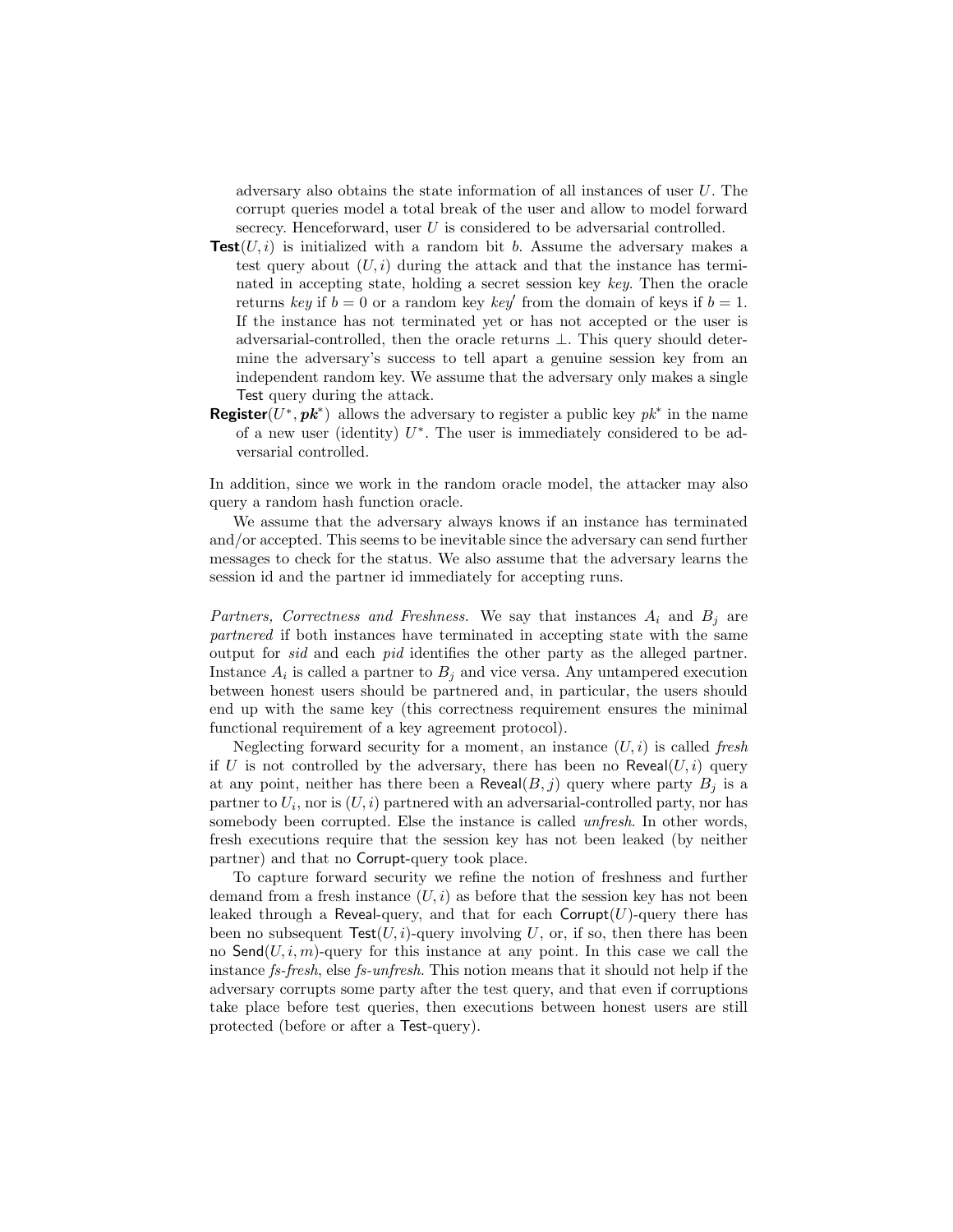adversary also obtains the state information of all instances of user $U$. The corrupt queries model a total break of the user and allow to model forward secrecy. Henceforward, user $U$ is considered to be adversarial controlled.

**Test**$(U, i)$ is initialized with a random bit $b$. Assume the adversary makes a test query about $(U, i)$ during the attack and that the instance has terminated in accepting state, holding a secret session key *key*. Then the oracle returns *key* if $b = 0$ or a random key *key*$'$ from the domain of keys if $b = 1$. If the instance has not terminated yet or has not accepted or the user is adversarial-controlled, then the oracle returns $\perp$. This query should determine the adversary's success to tell apart a genuine session key from an independent random key. We assume that the adversary only makes a single Test query during the attack.

**Register**$(U^*, \boldsymbol{pk}^*)$ allows the adversary to register a public key $pk^*$ in the name of a new user (identity) $U^*$. The user is immediately considered to be adversarial controlled.

In addition, since we work in the random oracle model, the attacker may also query a random hash function oracle.

We assume that the adversary always knows if an instance has terminated and/or accepted. This seems to be inevitable since the adversary can send further messages to check for the status. We also assume that the adversary learns the session id and the partner id immediately for accepting runs.

*Partners, Correctness and Freshness.* We say that instances $A_i$ and $B_j$ are *partnered* if both instances have terminated in accepting state with the same output for *sid* and each *pid* identifies the other party as the alleged partner. Instance $A_i$ is called a partner to $B_j$ and vice versa. Any untampered execution between honest users should be partnered and, in particular, the users should end up with the same key (this correctness requirement ensures the minimal functional requirement of a key agreement protocol).

Neglecting forward security for a moment, an instance $(U, i)$ is called *fresh* if $U$ is not controlled by the adversary, there has been no Reveal$(U, i)$ query at any point, neither has there been a Reveal$(B, j)$ query where party $B_j$ is a partner to $U_i$, nor is $(U, i)$ partnered with an adversarial-controlled party, nor has somebody been corrupted. Else the instance is called *unfresh*. In other words, fresh executions require that the session key has not been leaked (by neither partner) and that no Corrupt-query took place.

To capture forward security we refine the notion of freshness and further demand from a fresh instance $(U, i)$ as before that the session key has not been leaked through a Reveal-query, and that for each Corrupt$(U)$-query there has been no subsequent Test$(U, i)$-query involving $U$, or, if so, then there has been no Send$(U, i, m)$-query for this instance at any point. In this case we call the instance *fs-fresh*, else *fs-unfresh*. This notion means that it should not help if the adversary corrupts some party after the test query, and that even if corruptions take place before test queries, then executions between honest users are still protected (before or after a Test-query).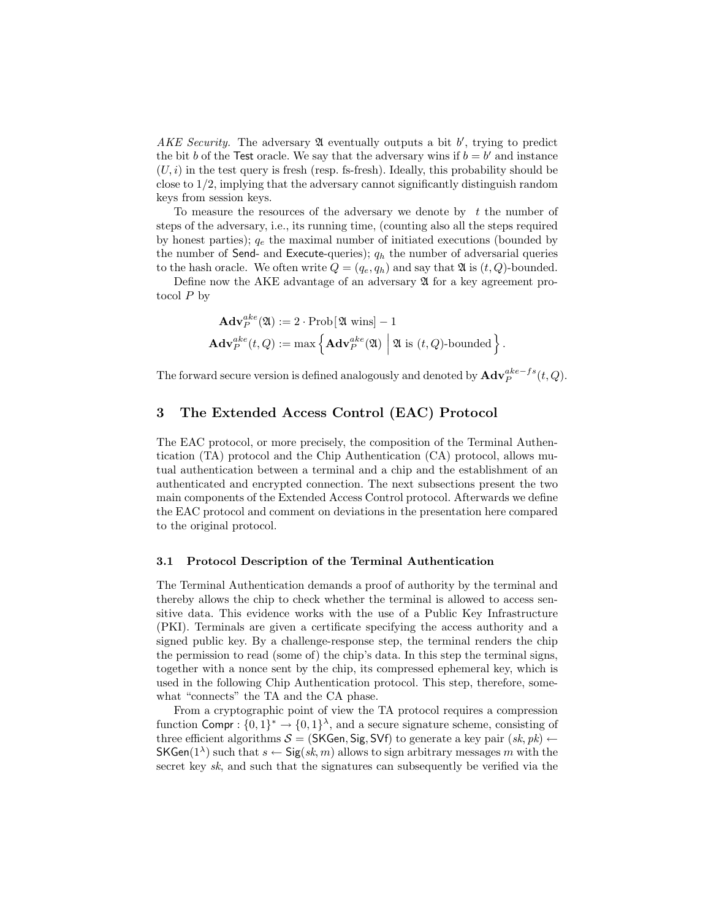*AKE Security.* The adversary $\mathfrak{A}$ eventually outputs a bit $b'$, trying to predict the bit $b$ of the $\mathsf{Test}$ oracle. We say that the adversary wins if $b = b'$ and instance $(U, i)$ in the test query is fresh (resp. fs-fresh). Ideally, this probability should be close to 1/2, implying that the adversary cannot significantly distinguish random keys from session keys.

To measure the resources of the adversary we denote by $t$ the number of steps of the adversary, i.e., its running time, (counting also all the steps required by honest parties); $q_e$ the maximal number of initiated executions (bounded by the number of $\mathsf{Send}$- and $\mathsf{Execute}$-queries); $q_h$ the number of adversarial queries to the hash oracle. We often write $Q = (q_e, q_h)$ and say that $\mathfrak{A}$ is $(t, Q)$-bounded.

Define now the AKE advantage of an adversary $\mathfrak{A}$ for a key agreement protocol $P$ by

$$
\begin{aligned}
\mathbf{Adv}_P^{ake}(\mathfrak{A}) &:= 2 \cdot \mathrm{Prob}[\,\mathfrak{A} \text{ wins}] - 1 \\
\mathbf{Adv}_P^{ake}(t, Q) &:= \max\left\{ \mathbf{Adv}_P^{ake}(\mathfrak{A}) \;\middle|\; \mathfrak{A} \text{ is } (t, Q)\text{-bounded} \right\}.
\end{aligned}
$$

The forward secure version is defined analogously and denoted by $\mathbf{Adv}_P^{ake-fs}(t, Q)$.

## 3 The Extended Access Control (EAC) Protocol

The EAC protocol, or more precisely, the composition of the Terminal Authentication (TA) protocol and the Chip Authentication (CA) protocol, allows mutual authentication between a terminal and a chip and the establishment of an authenticated and encrypted connection. The next subsections present the two main components of the Extended Access Control protocol. Afterwards we define the EAC protocol and comment on deviations in the presentation here compared to the original protocol.

### 3.1 Protocol Description of the Terminal Authentication

The Terminal Authentication demands a proof of authority by the terminal and thereby allows the chip to check whether the terminal is allowed to access sensitive data. This evidence works with the use of a Public Key Infrastructure (PKI). Terminals are given a certificate specifying the access authority and a signed public key. By a challenge-response step, the terminal renders the chip the permission to read (some of) the chip's data. In this step the terminal signs, together with a nonce sent by the chip, its compressed ephemeral key, which is used in the following Chip Authentication protocol. This step, therefore, somewhat "connects" the TA and the CA phase.

From a cryptographic point of view the TA protocol requires a compression function $\mathsf{Compr} : \{0,1\}^* \to \{0,1\}^\lambda$, and a secure signature scheme, consisting of three efficient algorithms $\mathcal{S} = (\mathsf{SKGen}, \mathsf{Sig}, \mathsf{SVf})$ to generate a key pair $(sk, pk) \leftarrow \mathsf{SKGen}(1^\lambda)$ such that $s \leftarrow \mathsf{Sig}(sk, m)$ allows to sign arbitrary messages $m$ with the secret key $sk$, and such that the signatures can subsequently be verified via the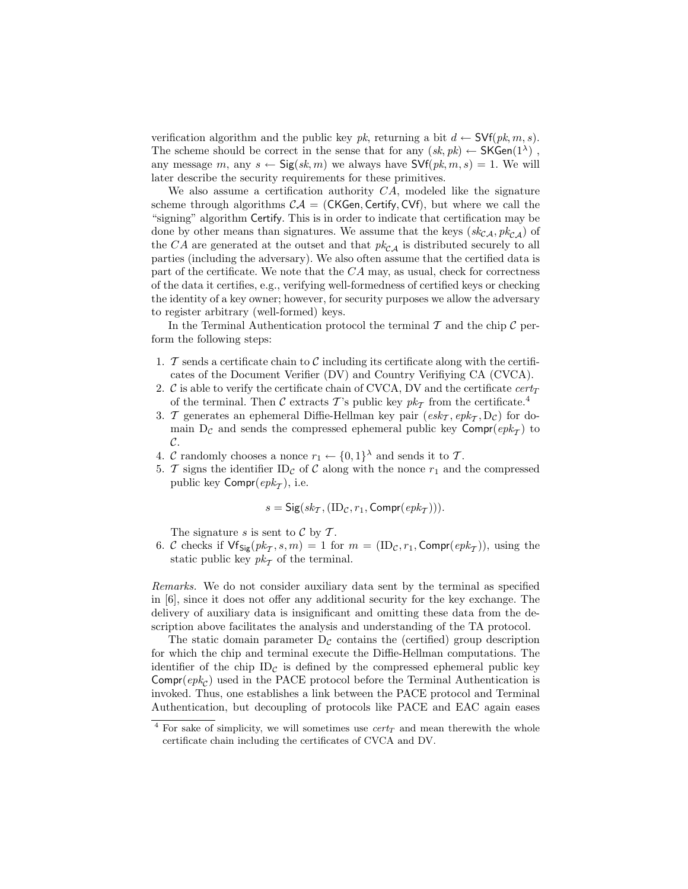verification algorithm and the public key $pk$, returning a bit $d \leftarrow \mathsf{SVf}(pk, m, s)$. The scheme should be correct in the sense that for any $(sk, pk) \leftarrow \mathsf{SKGen}(1^\lambda)$ , any message $m$, any $s \leftarrow \mathsf{Sig}(sk, m)$ we always have $\mathsf{SVf}(pk, m, s) = 1$. We will later describe the security requirements for these primitives.

We also assume a certification authority $CA$, modeled like the signature scheme through algorithms $\mathcal{CA} = (\mathsf{CKGen}, \mathsf{Certify}, \mathsf{CVf})$, but where we call the "signing" algorithm Certify. This is in order to indicate that certification may be done by other means than signatures. We assume that the keys $(sk_{\mathcal{CA}}, pk_{\mathcal{CA}})$ of the $CA$ are generated at the outset and that $pk_{\mathcal{CA}}$ is distributed securely to all parties (including the adversary). We also often assume that the certified data is part of the certificate. We note that the $CA$ may, as usual, check for correctness of the data it certifies, e.g., verifying well-formedness of certified keys or checking the identity of a key owner; however, for security purposes we allow the adversary to register arbitrary (well-formed) keys.

In the Terminal Authentication protocol the terminal $\mathcal{T}$ and the chip $\mathcal{C}$ perform the following steps:

1. $\mathcal{T}$ sends a certificate chain to $\mathcal{C}$ including its certificate along with the certificates of the Document Verifier (DV) and Country Verifiying CA (CVCA).
2. $\mathcal{C}$ is able to verify the certificate chain of CVCA, DV and the certificate $cert_{\mathcal{T}}$ of the terminal. Then $\mathcal{C}$ extracts $\mathcal{T}$'s public key $pk_{\mathcal{T}}$ from the certificate.[4]
3. $\mathcal{T}$ generates an ephemeral Diffie-Hellman key pair $(esk_{\mathcal{T}}, epk_{\mathcal{T}}, \mathrm{D}_{\mathcal{C}})$ for domain $\mathrm{D}_{\mathcal{C}}$ and sends the compressed ephemeral public key $\mathsf{Compr}(epk_{\mathcal{T}})$ to $\mathcal{C}$.
4. $\mathcal{C}$ randomly chooses a nonce $r_1 \leftarrow \{0,1\}^\lambda$ and sends it to $\mathcal{T}$.
5. $\mathcal{T}$ signs the identifier $\mathrm{ID}_{\mathcal{C}}$ of $\mathcal{C}$ along with the nonce $r_1$ and the compressed public key $\mathsf{Compr}(epk_{\mathcal{T}})$, i.e.

$$s = \mathsf{Sig}(sk_{\mathcal{T}}, (\mathrm{ID}_{\mathcal{C}}, r_1, \mathsf{Compr}(epk_{\mathcal{T}}))).$$

   The signature $s$ is sent to $\mathcal{C}$ by $\mathcal{T}$.
6. $\mathcal{C}$ checks if $\mathsf{Vf}_{\mathsf{Sig}}(pk_{\mathcal{T}}, s, m) = 1$ for $m = (\mathrm{ID}_{\mathcal{C}}, r_1, \mathsf{Compr}(epk_{\mathcal{T}}))$, using the static public key $pk_{\mathcal{T}}$ of the terminal.

*Remarks.* We do not consider auxiliary data sent by the terminal as specified in [6], since it does not offer any additional security for the key exchange. The delivery of auxiliary data is insignificant and omitting these data from the description above facilitates the analysis and understanding of the TA protocol.

The static domain parameter $\mathrm{D}_{\mathcal{C}}$ contains the (certified) group description for which the chip and terminal execute the Diffie-Hellman computations. The identifier of the chip $\mathrm{ID}_{\mathcal{C}}$ is defined by the compressed ephemeral public key $\mathsf{Compr}(epk_{\mathcal{C}})$ used in the PACE protocol before the Terminal Authentication is invoked. Thus, one establishes a link between the PACE protocol and Terminal Authentication, but decoupling of protocols like PACE and EAC again eases

[4] For sake of simplicity, we will sometimes use $cert_T$ and mean therewith the whole certificate chain including the certificates of CVCA and DV.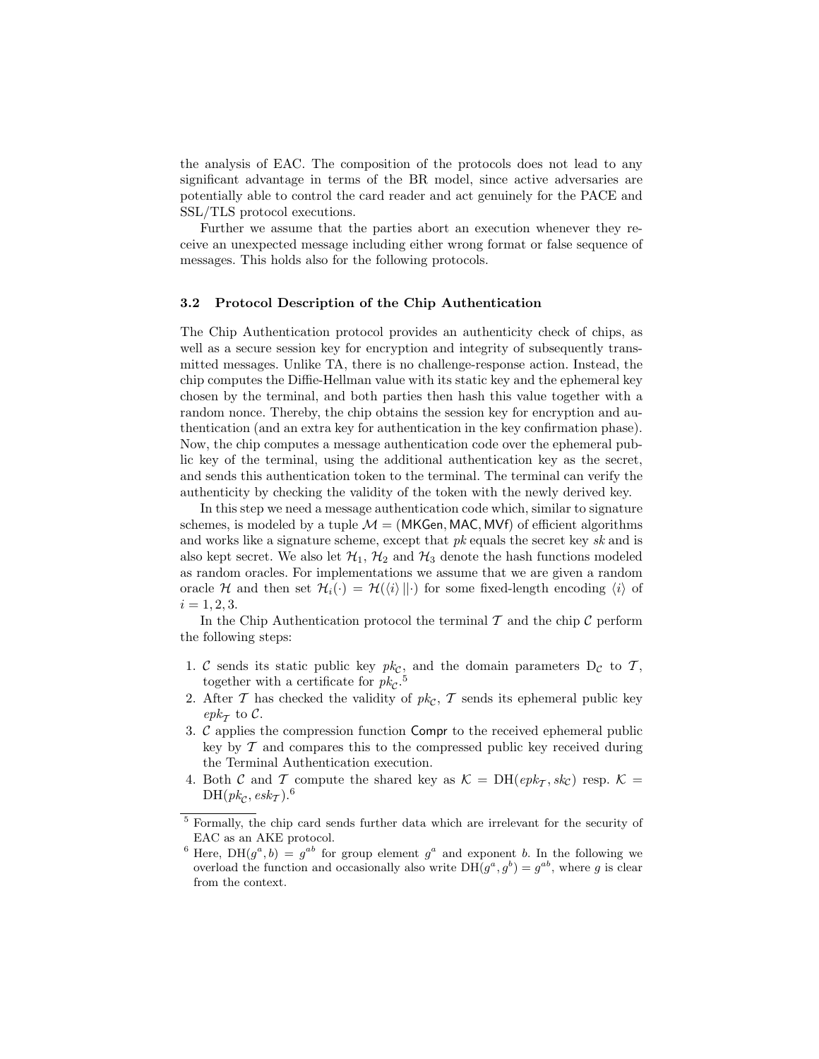the analysis of EAC. The composition of the protocols does not lead to any significant advantage in terms of the BR model, since active adversaries are potentially able to control the card reader and act genuinely for the PACE and SSL/TLS protocol executions.

Further we assume that the parties abort an execution whenever they receive an unexpected message including either wrong format or false sequence of messages. This holds also for the following protocols.

### 3.2 Protocol Description of the Chip Authentication

The Chip Authentication protocol provides an authenticity check of chips, as well as a secure session key for encryption and integrity of subsequently transmitted messages. Unlike TA, there is no challenge-response action. Instead, the chip computes the Diffie-Hellman value with its static key and the ephemeral key chosen by the terminal, and both parties then hash this value together with a random nonce. Thereby, the chip obtains the session key for encryption and authentication (and an extra key for authentication in the key confirmation phase). Now, the chip computes a message authentication code over the ephemeral public key of the terminal, using the additional authentication key as the secret, and sends this authentication token to the terminal. The terminal can verify the authenticity by checking the validity of the token with the newly derived key.

In this step we need a message authentication code which, similar to signature schemes, is modeled by a tuple $\mathcal{M} = (\mathsf{MKGen}, \mathsf{MAC}, \mathsf{MVf})$ of efficient algorithms and works like a signature scheme, except that $pk$ equals the secret key $sk$ and is also kept secret. We also let $\mathcal{H}_1$, $\mathcal{H}_2$ and $\mathcal{H}_3$ denote the hash functions modeled as random oracles. For implementations we assume that we are given a random oracle $\mathcal{H}$ and then set $\mathcal{H}_i(\cdot) = \mathcal{H}(\langle i \rangle \,||\cdot)$ for some fixed-length encoding $\langle i \rangle$ of $i = 1, 2, 3$.

In the Chip Authentication protocol the terminal $\mathcal{T}$ and the chip $\mathcal{C}$ perform the following steps:

1. $\mathcal{C}$ sends its static public key $pk_{\mathcal{C}}$, and the domain parameters $\mathrm{D}_{\mathcal{C}}$ to $\mathcal{T}$, together with a certificate for $pk_{\mathcal{C}}$.[5]
2. After $\mathcal{T}$ has checked the validity of $pk_{\mathcal{C}}$, $\mathcal{T}$ sends its ephemeral public key $epk_{\mathcal{T}}$ to $\mathcal{C}$.
3. $\mathcal{C}$ applies the compression function $\mathsf{Compr}$ to the received ephemeral public key by $\mathcal{T}$ and compares this to the compressed public key received during the Terminal Authentication execution.
4. Both $\mathcal{C}$ and $\mathcal{T}$ compute the shared key as $\mathcal{K} = \mathrm{DH}(epk_{\mathcal{T}}, sk_{\mathcal{C}})$ resp. $\mathcal{K} = \mathrm{DH}(pk_{\mathcal{C}}, esk_{\mathcal{T}})$.[6]

[5] Formally, the chip card sends further data which are irrelevant for the security of EAC as an AKE protocol.

[6] Here, $\mathrm{DH}(g^a, b) = g^{ab}$ for group element $g^a$ and exponent $b$. In the following we overload the function and occasionally also write $\mathrm{DH}(g^a, g^b) = g^{ab}$, where $g$ is clear from the context.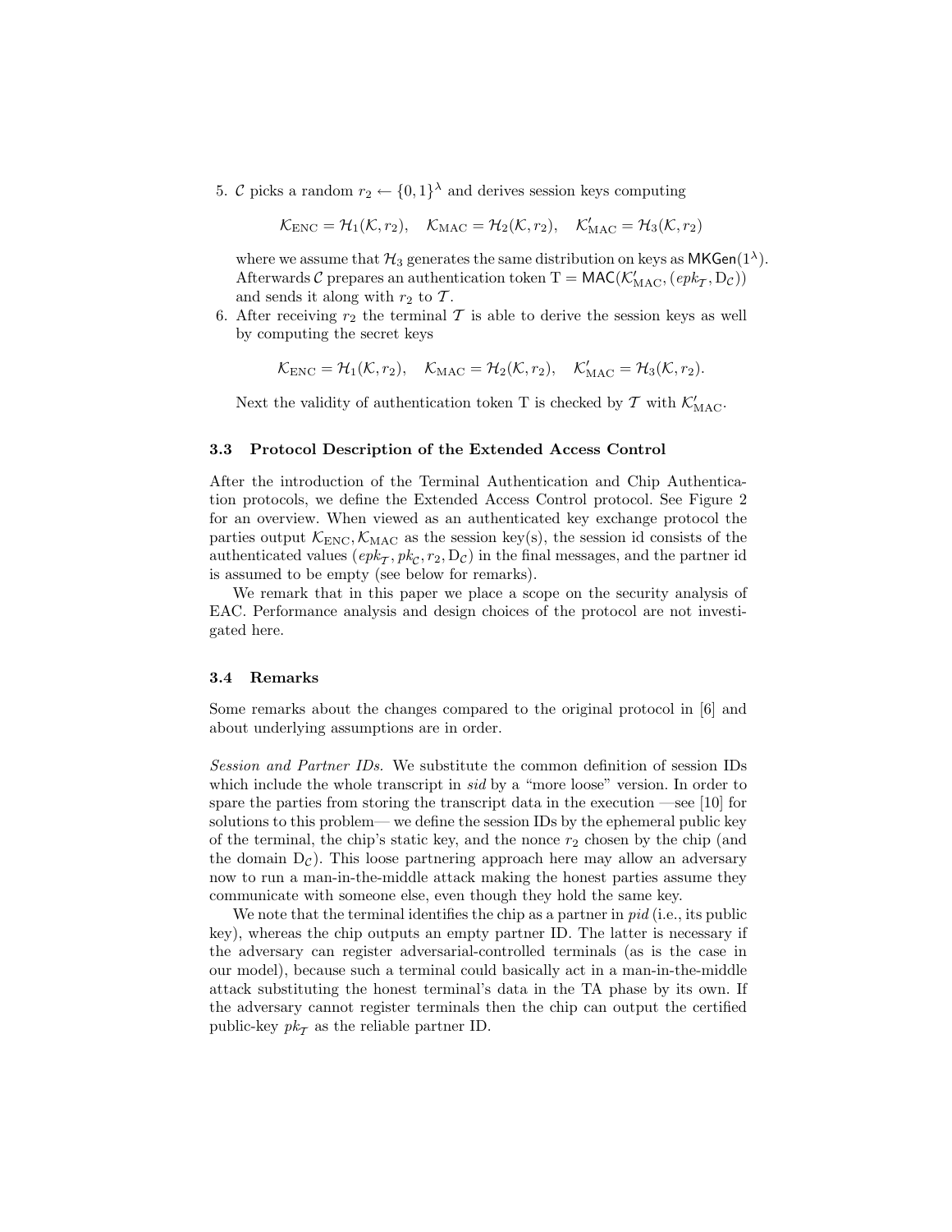5. $\mathcal{C}$ picks a random $r_2 \leftarrow \{0,1\}^\lambda$ and derives session keys computing

$$\mathcal{K}_{\mathrm{ENC}} = \mathcal{H}_1(\mathcal{K}, r_2), \quad \mathcal{K}_{\mathrm{MAC}} = \mathcal{H}_2(\mathcal{K}, r_2), \quad \mathcal{K}'_{\mathrm{MAC}} = \mathcal{H}_3(\mathcal{K}, r_2)$$

   where we assume that $\mathcal{H}_3$ generates the same distribution on keys as $\mathsf{MKGen}(1^\lambda)$. Afterwards $\mathcal{C}$ prepares an authentication token $\mathrm{T} = \mathsf{MAC}(\mathcal{K}'_{\mathrm{MAC}}, (epk_{\mathcal{T}}, \mathrm{D}_{\mathcal{C}}))$ and sends it along with $r_2$ to $\mathcal{T}$.

6. After receiving $r_2$ the terminal $\mathcal{T}$ is able to derive the session keys as well by computing the secret keys

$$\mathcal{K}_{\mathrm{ENC}} = \mathcal{H}_1(\mathcal{K}, r_2), \quad \mathcal{K}_{\mathrm{MAC}} = \mathcal{H}_2(\mathcal{K}, r_2), \quad \mathcal{K}'_{\mathrm{MAC}} = \mathcal{H}_3(\mathcal{K}, r_2).$$

   Next the validity of authentication token T is checked by $\mathcal{T}$ with $\mathcal{K}'_{\mathrm{MAC}}$.

### 3.3 Protocol Description of the Extended Access Control

After the introduction of the Terminal Authentication and Chip Authentication protocols, we define the Extended Access Control protocol. See Figure 2 for an overview. When viewed as an authenticated key exchange protocol the parties output $\mathcal{K}_{\mathrm{ENC}}, \mathcal{K}_{\mathrm{MAC}}$ as the session key(s), the session id consists of the authenticated values $(epk_{\mathcal{T}}, pk_{\mathcal{C}}, r_2, \mathrm{D}_{\mathcal{C}})$ in the final messages, and the partner id is assumed to be empty (see below for remarks).

We remark that in this paper we place a scope on the security analysis of EAC. Performance analysis and design choices of the protocol are not investigated here.

### 3.4 Remarks

Some remarks about the changes compared to the original protocol in [6] and about underlying assumptions are in order.

*Session and Partner IDs.* We substitute the common definition of session IDs which include the whole transcript in *sid* by a "more loose" version. In order to spare the parties from storing the transcript data in the execution —see [10] for solutions to this problem— we define the session IDs by the ephemeral public key of the terminal, the chip's static key, and the nonce $r_2$ chosen by the chip (and the domain $\mathrm{D}_{\mathcal{C}}$). This loose partnering approach here may allow an adversary now to run a man-in-the-middle attack making the honest parties assume they communicate with someone else, even though they hold the same key.

We note that the terminal identifies the chip as a partner in *pid* (i.e., its public key), whereas the chip outputs an empty partner ID. The latter is necessary if the adversary can register adversarial-controlled terminals (as is the case in our model), because such a terminal could basically act in a man-in-the-middle attack substituting the honest terminal's data in the TA phase by its own. If the adversary cannot register terminals then the chip can output the certified public-key $pk_{\mathcal{T}}$ as the reliable partner ID.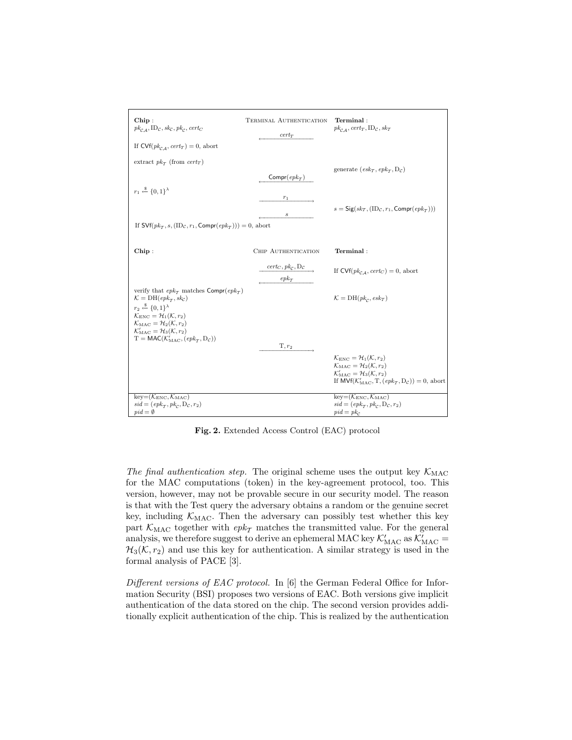| **Chip**: | Terminal Authentication | **Terminal**: |
|---|---|---|
| $pk_{\mathcal{CA}}, \mathrm{ID}_{\mathcal{C}}, sk_{\mathcal{C}}, pk_{\mathcal{C}}, cert_C$ | | $pk_{\mathcal{CA}}, cert_T, \mathrm{ID}_{\mathcal{C}}, sk_{\mathcal{T}}$ |
| | $\xleftarrow{cert_T}$ | |
| If $\mathsf{CVf}(pk_{\mathcal{CA}}, cert_T) = 0$, abort | | |
| extract $pk_{\mathcal{T}}$ (from $cert_T$) | | |
| | | generate $(esk_{\mathcal{T}}, epk_{\mathcal{T}}, \mathrm{D}_{\mathcal{C}})$ |
| | $\xleftarrow{\mathsf{Compr}(epk_{\mathcal{T}})}$ | |
| $r_1 \xleftarrow{\$} \{0,1\}^\lambda$ | | |
| | $\xrightarrow{r_1}$ | |
| | | $s = \mathsf{Sig}(sk_{\mathcal{T}}, (\mathrm{ID}_{\mathcal{C}}, r_1, \mathsf{Compr}(epk_{\mathcal{T}})))$ |
| | $\xleftarrow{s}$ | |
| If $\mathsf{SVf}(pk_{\mathcal{T}}, s, (\mathrm{ID}_{\mathcal{C}}, r_1, \mathsf{Compr}(epk_{\mathcal{T}}))) = 0$, abort | | |
| **Chip**: | Chip Authentication | **Terminal**: |
| | $\xrightarrow{cert_C, pk_{\mathcal{C}}, \mathrm{D}_{\mathcal{C}}}$ | If $\mathsf{CVf}(pk_{\mathcal{CA}}, cert_C) = 0$, abort |
| | $\xleftarrow{epk_{\mathcal{T}}}$ | |
| verify that $epk_{\mathcal{T}}$ matches $\mathsf{Compr}(epk_{\mathcal{T}})$<br>$\mathcal{K} = \mathrm{DH}(epk_{\mathcal{T}}, sk_{\mathcal{C}})$<br>$r_2 \xleftarrow{\$} \{0,1\}^\lambda$<br>$\mathcal{K}_{\mathrm{ENC}} = \mathcal{H}_1(\mathcal{K}, r_2)$<br>$\mathcal{K}_{\mathrm{MAC}} = \mathcal{H}_2(\mathcal{K}, r_2)$<br>$\mathcal{K}'_{\mathrm{MAC}} = \mathcal{H}_3(\mathcal{K}, r_2)$<br>$\mathrm{T} = \mathsf{MAC}(\mathcal{K}'_{\mathrm{MAC}}, (epk_{\mathcal{T}}, \mathrm{D}_{\mathcal{C}}))$ | | $\mathcal{K} = \mathrm{DH}(pk_{\mathcal{C}}, esk_{\mathcal{T}})$ |
| | $\xrightarrow{\mathrm{T}, r_2}$ | |
| | | $\mathcal{K}_{\mathrm{ENC}} = \mathcal{H}_1(\mathcal{K}, r_2)$<br>$\mathcal{K}_{\mathrm{MAC}} = \mathcal{H}_2(\mathcal{K}, r_2)$<br>$\mathcal{K}'_{\mathrm{MAC}} = \mathcal{H}_3(\mathcal{K}, r_2)$<br>If $\mathsf{MVf}(\mathcal{K}'_{\mathrm{MAC}}, \mathrm{T}, (epk_{\mathcal{T}}, \mathrm{D}_{\mathcal{C}})) = 0$, abort |
| key=$(\mathcal{K}_{\mathrm{ENC}}, \mathcal{K}_{\mathrm{MAC}})$<br>$sid = (epk_{\mathcal{T}}, pk_{\mathcal{C}}, \mathrm{D}_{\mathcal{C}}, r_2)$<br>$pid = \emptyset$ | | key=$(\mathcal{K}_{\mathrm{ENC}}, \mathcal{K}_{\mathrm{MAC}})$<br>$sid = (epk_{\mathcal{T}}, pk_{\mathcal{C}}, \mathrm{D}_{\mathcal{C}}, r_2)$<br>$pid = pk_{\mathcal{C}}$ |

**Fig. 2.** Extended Access Control (EAC) protocol

*The final authentication step.* The original scheme uses the output key $\mathcal{K}_{\mathrm{MAC}}$ for the MAC computations (token) in the key-agreement protocol, too. This version, however, may not be provable secure in our security model. The reason is that with the Test query the adversary obtains a random or the genuine secret key, including $\mathcal{K}_{\mathrm{MAC}}$. Then the adversary can possibly test whether this key part $\mathcal{K}_{\mathrm{MAC}}$ together with $epk_{\mathcal{T}}$ matches the transmitted value. For the general analysis, we therefore suggest to derive an ephemeral MAC key $\mathcal{K}'_{\mathrm{MAC}}$ as $\mathcal{K}'_{\mathrm{MAC}} = \mathcal{H}_3(\mathcal{K}, r_2)$ and use this key for authentication. A similar strategy is used in the formal analysis of PACE [3].

*Different versions of EAC protocol.* In [6] the German Federal Office for Information Security (BSI) proposes two versions of EAC. Both versions give implicit authentication of the data stored on the chip. The second version provides additionally explicit authentication of the chip. This is realized by the authentication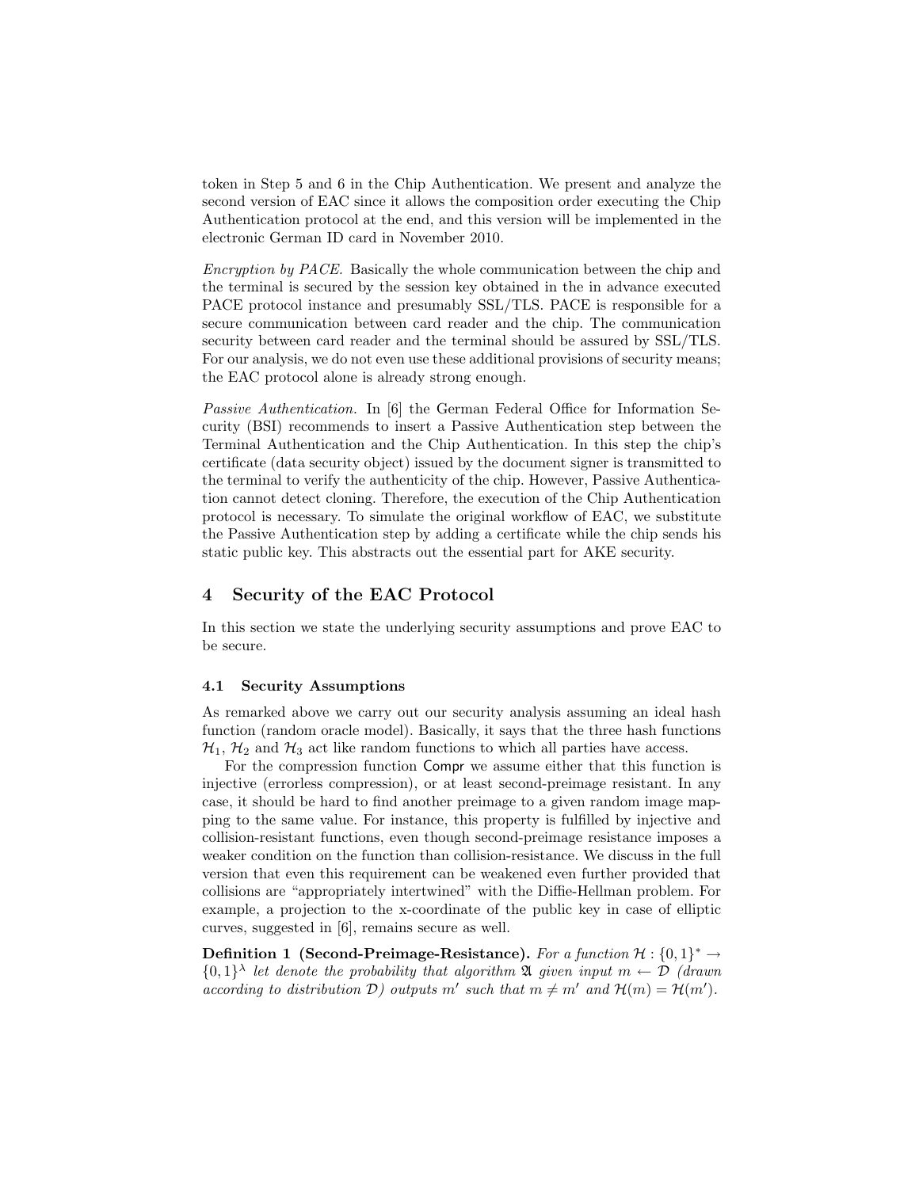token in Step 5 and 6 in the Chip Authentication. We present and analyze the second version of EAC since it allows the composition order executing the Chip Authentication protocol at the end, and this version will be implemented in the electronic German ID card in November 2010.

*Encryption by PACE.* Basically the whole communication between the chip and the terminal is secured by the session key obtained in the in advance executed PACE protocol instance and presumably SSL/TLS. PACE is responsible for a secure communication between card reader and the chip. The communication security between card reader and the terminal should be assured by SSL/TLS. For our analysis, we do not even use these additional provisions of security means; the EAC protocol alone is already strong enough.

*Passive Authentication.* In [6] the German Federal Office for Information Security (BSI) recommends to insert a Passive Authentication step between the Terminal Authentication and the Chip Authentication. In this step the chip's certificate (data security object) issued by the document signer is transmitted to the terminal to verify the authenticity of the chip. However, Passive Authentication cannot detect cloning. Therefore, the execution of the Chip Authentication protocol is necessary. To simulate the original workflow of EAC, we substitute the Passive Authentication step by adding a certificate while the chip sends his static public key. This abstracts out the essential part for AKE security.

## 4 Security of the EAC Protocol

In this section we state the underlying security assumptions and prove EAC to be secure.

### 4.1 Security Assumptions

As remarked above we carry out our security analysis assuming an ideal hash function (random oracle model). Basically, it says that the three hash functions $\mathcal{H}_1$, $\mathcal{H}_2$ and $\mathcal{H}_3$ act like random functions to which all parties have access.

For the compression function $\mathsf{Compr}$ we assume either that this function is injective (errorless compression), or at least second-preimage resistant. In any case, it should be hard to find another preimage to a given random image mapping to the same value. For instance, this property is fulfilled by injective and collision-resistant functions, even though second-preimage resistance imposes a weaker condition on the function than collision-resistance. We discuss in the full version that even this requirement can be weakened even further provided that collisions are "appropriately intertwined" with the Diffie-Hellman problem. For example, a projection to the x-coordinate of the public key in case of elliptic curves, suggested in [6], remains secure as well.

**Definition 1 (Second-Preimage-Resistance).** *For a function $\mathcal{H} : \{0,1\}^* \to \{0,1\}^\lambda$ let denote the probability that algorithm $\mathfrak{A}$ given input $m \leftarrow \mathcal{D}$ (drawn according to distribution $\mathcal{D}$) outputs $m'$ such that $m \neq m'$ and $\mathcal{H}(m) = \mathcal{H}(m')$.*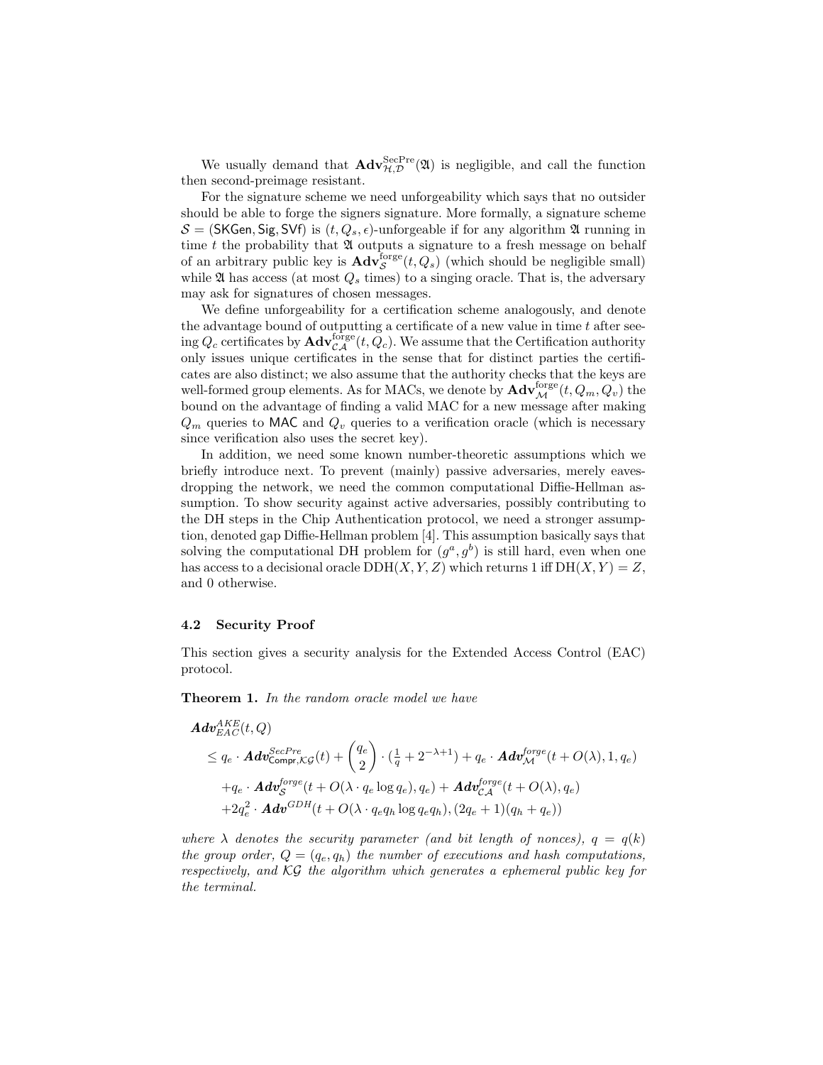We usually demand that $\mathbf{Adv}^{\mathrm{SecPre}}_{\mathcal{H},\mathcal{D}}(\mathfrak{A})$ is negligible, and call the function then second-preimage resistant.

For the signature scheme we need unforgeability which says that no outsider should be able to forge the signers signature. More formally, a signature scheme $\mathcal{S} = (\mathsf{SKGen}, \mathsf{Sig}, \mathsf{SVf})$ is $(t, Q_s, \epsilon)$-unforgeable if for any algorithm $\mathfrak{A}$ running in time $t$ the probability that $\mathfrak{A}$ outputs a signature to a fresh message on behalf of an arbitrary public key is $\mathbf{Adv}^{\mathrm{forge}}_{\mathcal{S}}(t, Q_s)$ (which should be negligible small) while $\mathfrak{A}$ has access (at most $Q_s$ times) to a singing oracle. That is, the adversary may ask for signatures of chosen messages.

We define unforgeability for a certification scheme analogously, and denote the advantage bound of outputting a certificate of a new value in time $t$ after seeing $Q_c$ certificates by $\mathbf{Adv}^{\mathrm{forge}}_{\mathcal{CA}}(t, Q_c)$. We assume that the Certification authority only issues unique certificates in the sense that for distinct parties the certificates are also distinct; we also assume that the authority checks that the keys are well-formed group elements. As for MACs, we denote by $\mathbf{Adv}^{\mathrm{forge}}_{\mathcal{M}}(t, Q_m, Q_v)$ the bound on the advantage of finding a valid MAC for a new message after making $Q_m$ queries to $\mathsf{MAC}$ and $Q_v$ queries to a verification oracle (which is necessary since verification also uses the secret key).

In addition, we need some known number-theoretic assumptions which we briefly introduce next. To prevent (mainly) passive adversaries, merely eavesdropping the network, we need the common computational Diffie-Hellman assumption. To show security against active adversaries, possibly contributing to the DH steps in the Chip Authentication protocol, we need a stronger assumption, denoted gap Diffie-Hellman problem [4]. This assumption basically says that solving the computational DH problem for $(g^a, g^b)$ is still hard, even when one has access to a decisional oracle $\mathrm{DDH}(X, Y, Z)$ which returns 1 iff $\mathrm{DH}(X, Y) = Z$, and 0 otherwise.

### 4.2 Security Proof

This section gives a security analysis for the Extended Access Control (EAC) protocol.

**Theorem 1.** *In the random oracle model we have*

$$
\begin{aligned}
&\boldsymbol{Adv}^{AKE}_{EAC}(t, Q) \\
&\quad \leq q_e \cdot \boldsymbol{Adv}^{SecPre}_{\mathsf{Compr},\mathcal{KG}}(t) + \binom{q_e}{2} \cdot \left(\tfrac{1}{q} + 2^{-\lambda+1}\right) + q_e \cdot \boldsymbol{Adv}^{forge}_{\mathcal{M}}(t + O(\lambda), 1, q_e) \\
&\quad\quad + q_e \cdot \boldsymbol{Adv}^{forge}_{\mathcal{S}}(t + O(\lambda \cdot q_e \log q_e), q_e) + \boldsymbol{Adv}^{forge}_{\mathcal{CA}}(t + O(\lambda), q_e) \\
&\quad\quad + 2q_e^2 \cdot \boldsymbol{Adv}^{GDH}(t + O(\lambda \cdot q_e q_h \log q_e q_h), (2q_e + 1)(q_h + q_e))
\end{aligned}
$$

*where $\lambda$ denotes the security parameter (and bit length of nonces), $q = q(k)$ the group order, $Q = (q_e, q_h)$ the number of executions and hash computations, respectively, and $\mathcal{KG}$ the algorithm which generates a ephemeral public key for the terminal.*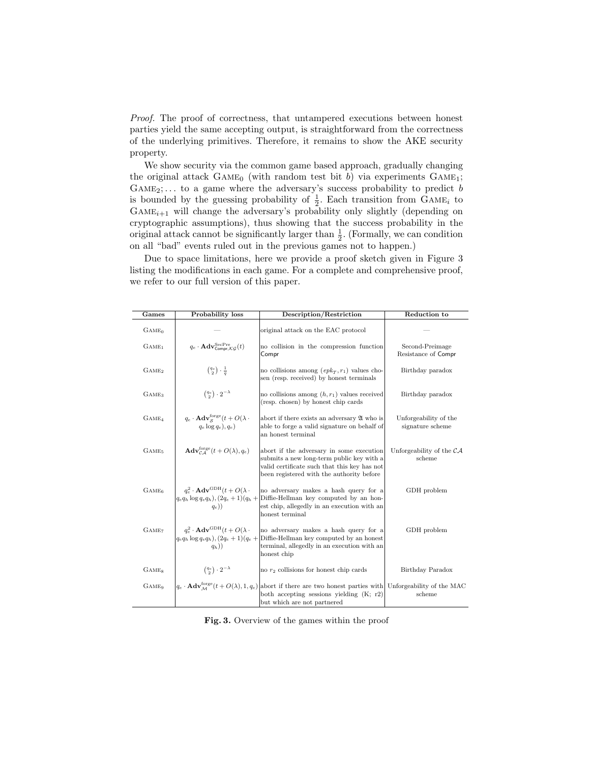*Proof.* The proof of correctness, that untampered executions between honest parties yield the same accepting output, is straightforward from the correctness of the underlying primitives. Therefore, it remains to show the AKE security property.

We show security via the common game based approach, gradually changing the original attack $\text{Game}_0$ (with random test bit $b$) via experiments $\text{Game}_1$; $\text{Game}_2$; ... to a game where the adversary's success probability to predict $b$ is bounded by the guessing probability of $\frac{1}{2}$. Each transition from $\text{Game}_i$ to $\text{Game}_{i+1}$ will change the adversary's probability only slightly (depending on cryptographic assumptions), thus showing that the success probability in the original attack cannot be significantly larger than $\frac{1}{2}$. (Formally, we can condition on all "bad" events ruled out in the previous games not to happen.)

Due to space limitations, here we provide a proof sketch given in Figure 3 listing the modifications in each game. For a complete and comprehensive proof, we refer to our full version of this paper.

| Games | Probability loss | Description/Restriction | Reduction to |
|---|---|---|---|
| $\text{Game}_0$ | — | original attack on the EAC protocol | — |
| $\text{Game}_1$ | $q_e \cdot \mathbf{Adv}^{\text{SecPre}}_{\mathsf{Compr},\mathcal{KG}}(t)$ | no collision in the compression function $\mathsf{Compr}$ | Second-Preimage Resistance of $\mathsf{Compr}$ |
| $\text{Game}_2$ | $\binom{q_e}{2} \cdot \frac{1}{q}$ | no collisions among $(epk_{\mathcal{T}}, r_1)$ values chosen (resp. received) by honest terminals | Birthday paradox |
| $\text{Game}_3$ | $\binom{q_e}{2} \cdot 2^{-\lambda}$ | no collisions among $(h, r_1)$ values received (resp. chosen) by honest chip cards | Birthday paradox |
| $\text{Game}_4$ | $q_e \cdot \mathbf{Adv}^{\text{forge}}_{\mathcal{S}}(t + O(\lambda \cdot q_e \log q_e), q_e)$ | abort if there exists an adversary $\mathfrak{A}$ who is able to forge a valid signature on behalf of an honest terminal | Unforgeability of the signature scheme |
| $\text{Game}_5$ | $\mathbf{Adv}^{\text{forge}}_{\mathcal{CA}}(t + O(\lambda), q_e)$ | abort if the adversary in some execution submits a new long-term public key with a valid certificate such that this key has not been registered with the authority before | Unforgeability of the $\mathcal{CA}$ scheme |
| $\text{Game}_6$ | $q_e^2 \cdot \mathbf{Adv}^{\text{GDH}}(t + O(\lambda \cdot q_e q_h \log q_e q_h), (2q_e + 1)(q_h + q_e))$ | no adversary makes a hash query for a Diffie-Hellman key computed by an honest chip, allegedly in an execution with an honest terminal | GDH problem |
| $\text{Game}_7$ | $q_e^2 \cdot \mathbf{Adv}^{\text{GDH}}(t + O(\lambda \cdot q_e q_h \log q_e q_h), (2q_e + 1)(q_e + q_h))$ | no adversary makes a hash query for a Diffie-Hellman key computed by an honest terminal, allegedly in an execution with an honest chip | GDH problem |
| $\text{Game}_8$ | $\binom{q_e}{2} \cdot 2^{-\lambda}$ | no $r_2$ collisions for honest chip cards | Birthday Paradox |
| $\text{Game}_9$ | $q_e \cdot \mathbf{Adv}^{\text{forge}}_{\mathcal{M}}(t + O(\lambda), 1, q_e)$ | abort if there are two honest parties with both accepting sessions yielding (K; r2) but which are not partnered | Unforgeability of the MAC scheme |

**Fig. 3.** Overview of the games within the proof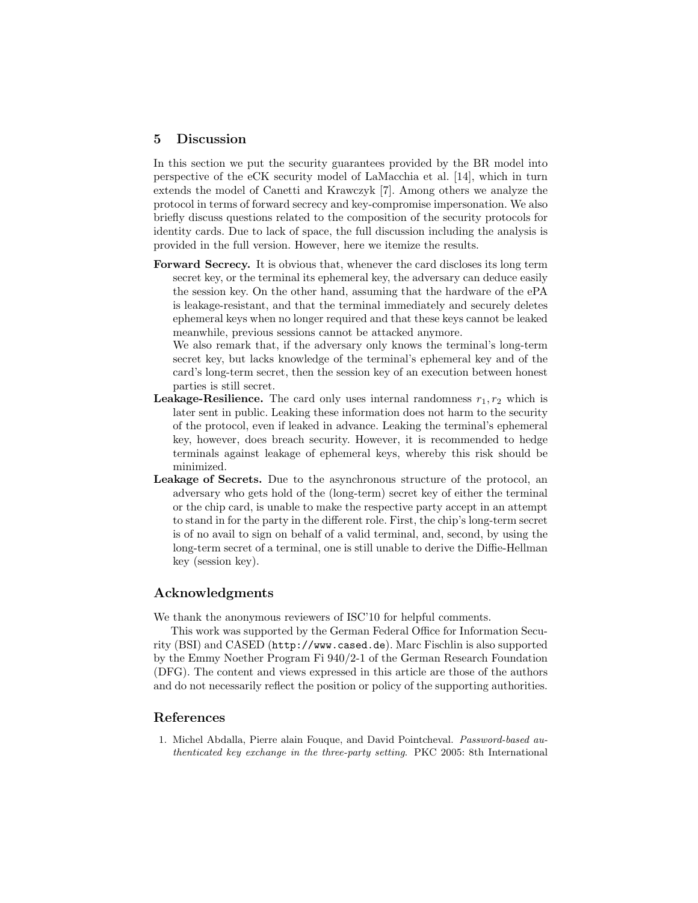## 5 Discussion

In this section we put the security guarantees provided by the BR model into perspective of the eCK security model of LaMacchia et al. [14], which in turn extends the model of Canetti and Krawczyk [7]. Among others we analyze the protocol in terms of forward secrecy and key-compromise impersonation. We also briefly discuss questions related to the composition of the security protocols for identity cards. Due to lack of space, the full discussion including the analysis is provided in the full version. However, here we itemize the results.

**Forward Secrecy.** It is obvious that, whenever the card discloses its long term secret key, or the terminal its ephemeral key, the adversary can deduce easily the session key. On the other hand, assuming that the hardware of the ePA is leakage-resistant, and that the terminal immediately and securely deletes ephemeral keys when no longer required and that these keys cannot be leaked meanwhile, previous sessions cannot be attacked anymore.
We also remark that, if the adversary only knows the terminal's long-term secret key, but lacks knowledge of the terminal's ephemeral key and of the card's long-term secret, then the session key of an execution between honest parties is still secret.

**Leakage-Resilience.** The card only uses internal randomness $r_1, r_2$ which is later sent in public. Leaking these information does not harm to the security of the protocol, even if leaked in advance. Leaking the terminal's ephemeral key, however, does breach security. However, it is recommended to hedge terminals against leakage of ephemeral keys, whereby this risk should be minimized.

**Leakage of Secrets.** Due to the asynchronous structure of the protocol, an adversary who gets hold of the (long-term) secret key of either the terminal or the chip card, is unable to make the respective party accept in an attempt to stand in for the party in the different role. First, the chip's long-term secret is of no avail to sign on behalf of a valid terminal, and, second, by using the long-term secret of a terminal, one is still unable to derive the Diffie-Hellman key (session key).

## Acknowledgments

We thank the anonymous reviewers of ISC'10 for helpful comments.

This work was supported by the German Federal Office for Information Security (BSI) and CASED (`http://www.cased.de`). Marc Fischlin is also supported by the Emmy Noether Program Fi 940/2-1 of the German Research Foundation (DFG). The content and views expressed in this article are those of the authors and do not necessarily reflect the position or policy of the supporting authorities.

## References

1. Michel Abdalla, Pierre alain Fouque, and David Pointcheval. *Password-based authenticated key exchange in the three-party setting*. PKC 2005: 8th International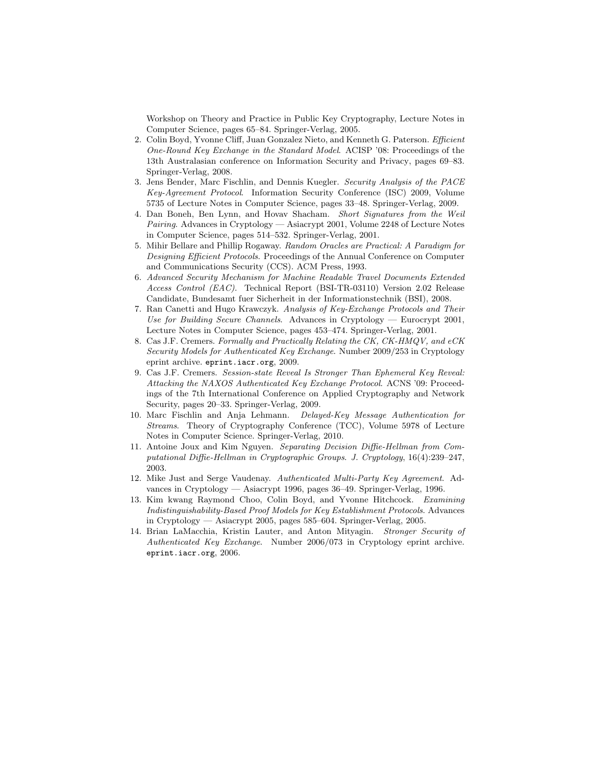Workshop on Theory and Practice in Public Key Cryptography, Lecture Notes in Computer Science, pages 65–84. Springer-Verlag, 2005.

2. Colin Boyd, Yvonne Cliff, Juan Gonzalez Nieto, and Kenneth G. Paterson. *Efficient One-Round Key Exchange in the Standard Model*. ACISP '08: Proceedings of the 13th Australasian conference on Information Security and Privacy, pages 69–83. Springer-Verlag, 2008.
3. Jens Bender, Marc Fischlin, and Dennis Kuegler. *Security Analysis of the PACE Key-Agreement Protocol*. Information Security Conference (ISC) 2009, Volume 5735 of Lecture Notes in Computer Science, pages 33–48. Springer-Verlag, 2009.
4. Dan Boneh, Ben Lynn, and Hovav Shacham. *Short Signatures from the Weil Pairing*. Advances in Cryptology — Asiacrypt 2001, Volume 2248 of Lecture Notes in Computer Science, pages 514–532. Springer-Verlag, 2001.
5. Mihir Bellare and Phillip Rogaway. *Random Oracles are Practical: A Paradigm for Designing Efficient Protocols*. Proceedings of the Annual Conference on Computer and Communications Security (CCS). ACM Press, 1993.
6. *Advanced Security Mechanism for Machine Readable Travel Documents Extended Access Control (EAC)*. Technical Report (BSI-TR-03110) Version 2.02 Release Candidate, Bundesamt fuer Sicherheit in der Informationstechnik (BSI), 2008.
7. Ran Canetti and Hugo Krawczyk. *Analysis of Key-Exchange Protocols and Their Use for Building Secure Channels*. Advances in Cryptology — Eurocrypt 2001, Lecture Notes in Computer Science, pages 453–474. Springer-Verlag, 2001.
8. Cas J.F. Cremers. *Formally and Practically Relating the CK, CK-HMQV, and eCK Security Models for Authenticated Key Exchange*. Number 2009/253 in Cryptology eprint archive. `eprint.iacr.org`, 2009.
9. Cas J.F. Cremers. *Session-state Reveal Is Stronger Than Ephemeral Key Reveal: Attacking the NAXOS Authenticated Key Exchange Protocol*. ACNS '09: Proceedings of the 7th International Conference on Applied Cryptography and Network Security, pages 20–33. Springer-Verlag, 2009.
10. Marc Fischlin and Anja Lehmann. *Delayed-Key Message Authentication for Streams*. Theory of Cryptography Conference (TCC), Volume 5978 of Lecture Notes in Computer Science. Springer-Verlag, 2010.
11. Antoine Joux and Kim Nguyen. *Separating Decision Diffie-Hellman from Computational Diffie-Hellman in Cryptographic Groups*. *J. Cryptology*, 16(4):239–247, 2003.
12. Mike Just and Serge Vaudenay. *Authenticated Multi-Party Key Agreement*. Advances in Cryptology — Asiacrypt 1996, pages 36–49. Springer-Verlag, 1996.
13. Kim kwang Raymond Choo, Colin Boyd, and Yvonne Hitchcock. *Examining Indistinguishability-Based Proof Models for Key Establishment Protocols*. Advances in Cryptology — Asiacrypt 2005, pages 585–604. Springer-Verlag, 2005.
14. Brian LaMacchia, Kristin Lauter, and Anton Mityagin. *Stronger Security of Authenticated Key Exchange*. Number 2006/073 in Cryptology eprint archive. `eprint.iacr.org`, 2006.